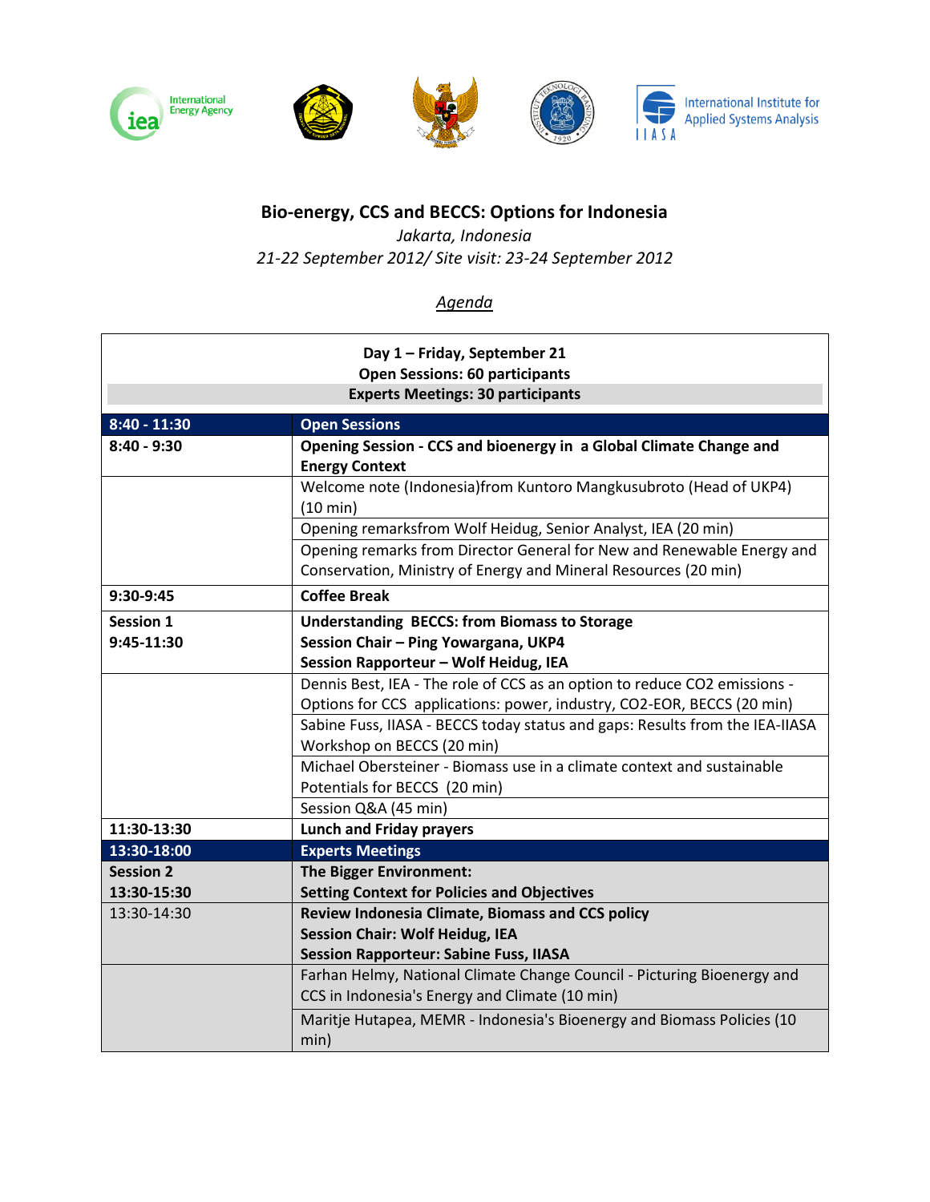International Energy Agency

International Institute for Applied Systems Analysis

IIASA

# Bio-energy, CCS and BECCS: Options for Indonesia

*Jakarta, Indonesia*

*21-22 September 2012/ Site visit: 23-24 September 2012*

## *Agenda*

| Day 1 – Friday, September 21<br>Open Sessions: 60 participants<br>Experts Meetings: 30 participants | |
|---|---|
| **8:40 - 11:30** | **Open Sessions** |
| **8:40 - 9:30** | **Opening Session - CCS and bioenergy in a Global Climate Change and Energy Context** |
| | Welcome note (Indonesia)from Kuntoro Mangkusubroto (Head of UKP4) (10 min) |
| | Opening remarksfrom Wolf Heidug, Senior Analyst, IEA (20 min) |
| | Opening remarks from Director General for New and Renewable Energy and Conservation, Ministry of Energy and Mineral Resources (20 min) |
| **9:30-9:45** | **Coffee Break** |
| **Session 1**<br>**9:45-11:30** | **Understanding BECCS: from Biomass to Storage**<br>**Session Chair – Ping Yowargana, UKP4**<br>**Session Rapporteur – Wolf Heidug, IEA** |
| | Dennis Best, IEA - The role of CCS as an option to reduce CO2 emissions - Options for CCS applications: power, industry, CO2-EOR, BECCS (20 min) |
| | Sabine Fuss, IIASA - BECCS today status and gaps: Results from the IEA-IIASA Workshop on BECCS (20 min) |
| | Michael Obersteiner - Biomass use in a climate context and sustainable Potentials for BECCS (20 min) |
| | Session Q&A (45 min) |
| **11:30-13:30** | **Lunch and Friday prayers** |
| **13:30-18:00** | **Experts Meetings** |
| **Session 2**<br>**13:30-15:30** | **The Bigger Environment:**<br>**Setting Context for Policies and Objectives** |
| 13:30-14:30 | **Review Indonesia Climate, Biomass and CCS policy**<br>**Session Chair: Wolf Heidug, IEA**<br>**Session Rapporteur: Sabine Fuss, IIASA** |
| | Farhan Helmy, National Climate Change Council - Picturing Bioenergy and CCS in Indonesia's Energy and Climate (10 min) |
| | Maritje Hutapea, MEMR - Indonesia's Bioenergy and Biomass Policies (10 min) |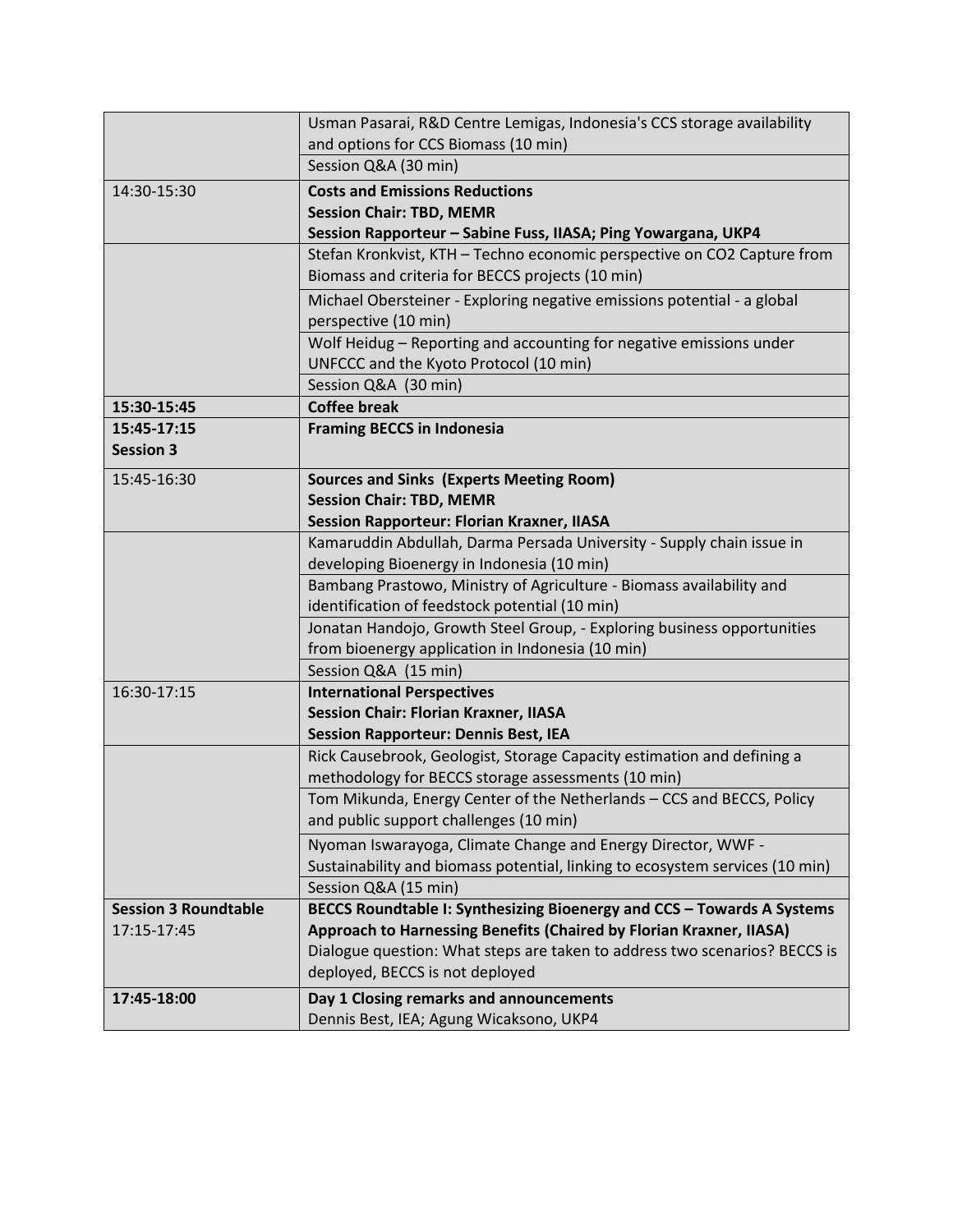| | |
|---|---|
| | Usman Pasarai, R&D Centre Lemigas, Indonesia's CCS storage availability and options for CCS Biomass (10 min) |
| | Session Q&A (30 min) |
| 14:30-15:30 | **Costs and Emissions Reductions**<br>**Session Chair: TBD, MEMR**<br>**Session Rapporteur – Sabine Fuss, IIASA; Ping Yowargana, UKP4** |
| | Stefan Kronkvist, KTH – Techno economic perspective on CO2 Capture from Biomass and criteria for BECCS projects (10 min) |
| | Michael Obersteiner - Exploring negative emissions potential - a global perspective (10 min) |
| | Wolf Heidug – Reporting and accounting for negative emissions under UNFCCC and the Kyoto Protocol (10 min) |
| | Session Q&A (30 min) |
| **15:30-15:45** | **Coffee break** |
| **15:45-17:15**<br>**Session 3** | **Framing BECCS in Indonesia** |
| 15:45-16:30 | **Sources and Sinks (Experts Meeting Room)**<br>**Session Chair: TBD, MEMR**<br>**Session Rapporteur: Florian Kraxner, IIASA** |
| | Kamaruddin Abdullah, Darma Persada University - Supply chain issue in developing Bioenergy in Indonesia (10 min) |
| | Bambang Prastowo, Ministry of Agriculture - Biomass availability and identification of feedstock potential (10 min) |
| | Jonatan Handojo, Growth Steel Group, - Exploring business opportunities from bioenergy application in Indonesia (10 min) |
| | Session Q&A (15 min) |
| 16:30-17:15 | **International Perspectives**<br>**Session Chair: Florian Kraxner, IIASA**<br>**Session Rapporteur: Dennis Best, IEA** |
| | Rick Causebrook, Geologist, Storage Capacity estimation and defining a methodology for BECCS storage assessments (10 min) |
| | Tom Mikunda, Energy Center of the Netherlands – CCS and BECCS, Policy and public support challenges (10 min) |
| | Nyoman Iswarayoga, Climate Change and Energy Director, WWF - Sustainability and biomass potential, linking to ecosystem services (10 min) |
| | Session Q&A (15 min) |
| **Session 3 Roundtable**<br>17:15-17:45 | **BECCS Roundtable I: Synthesizing Bioenergy and CCS – Towards A Systems Approach to Harnessing Benefits (Chaired by Florian Kraxner, IIASA)**<br>Dialogue question: What steps are taken to address two scenarios? BECCS is deployed, BECCS is not deployed |
| **17:45-18:00** | **Day 1 Closing remarks and announcements**<br>Dennis Best, IEA; Agung Wicaksono, UKP4 |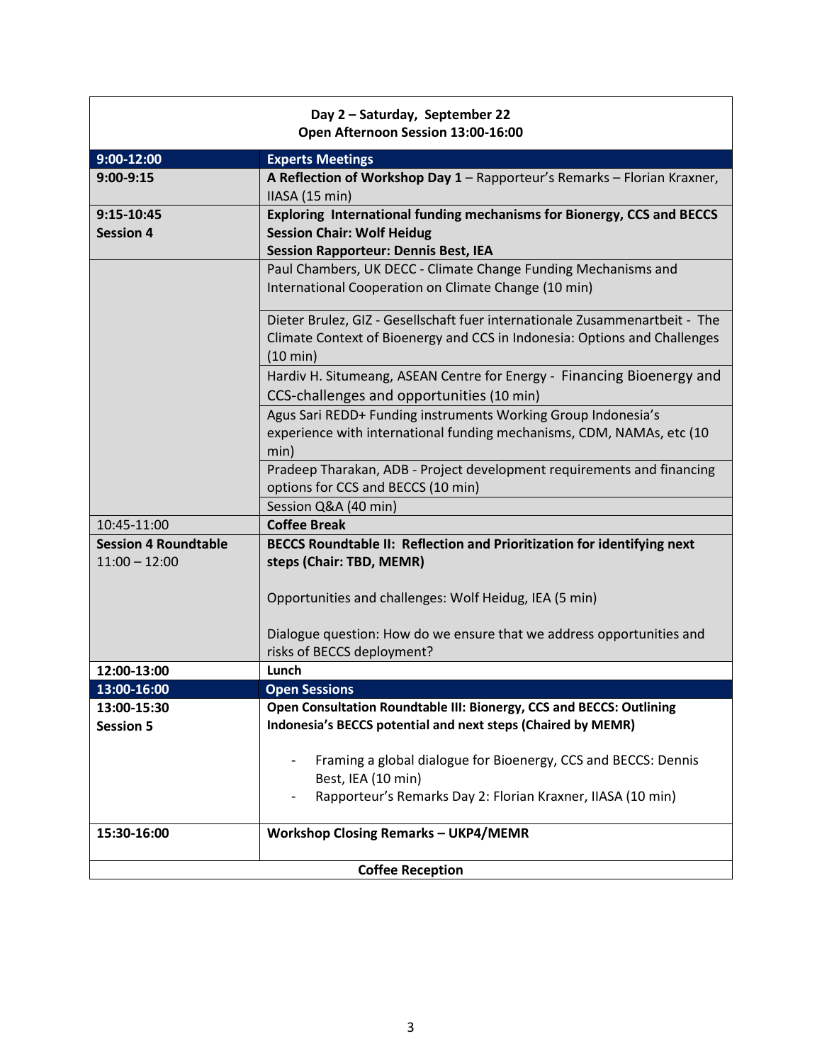**Day 2 – Saturday, September 22**
**Open Afternoon Session 13:00-16:00**

| 9:00-12:00 | Experts Meetings |
|---|---|
| **9:00-9:15** | **A Reflection of Workshop Day 1** – Rapporteur's Remarks – Florian Kraxner, IIASA (15 min) |
| **9:15-10:45**<br>**Session 4** | **Exploring International funding mechanisms for Bionergy, CCS and BECCS**<br>**Session Chair: Wolf Heidug**<br>**Session Rapporteur: Dennis Best, IEA** |
| | Paul Chambers, UK DECC - Climate Change Funding Mechanisms and International Cooperation on Climate Change (10 min) |
| | Dieter Brulez, GIZ - Gesellschaft fuer internationale Zusammenartbeit - The Climate Context of Bioenergy and CCS in Indonesia: Options and Challenges (10 min) |
| | Hardiv H. Situmeang, ASEAN Centre for Energy - Financing Bioenergy and CCS-challenges and opportunities (10 min) |
| | Agus Sari REDD+ Funding instruments Working Group Indonesia's experience with international funding mechanisms, CDM, NAMAs, etc (10 min) |
| | Pradeep Tharakan, ADB - Project development requirements and financing options for CCS and BECCS (10 min) |
| | Session Q&A (40 min) |
| 10:45-11:00 | **Coffee Break** |
| **Session 4 Roundtable**<br>11:00 – 12:00 | **BECCS Roundtable II: Reflection and Prioritization for identifying next steps (Chair: TBD, MEMR)**<br><br>Opportunities and challenges: Wolf Heidug, IEA (5 min)<br><br>Dialogue question: How do we ensure that we address opportunities and risks of BECCS deployment? |
| **12:00-13:00** | **Lunch** |
| **13:00-16:00** | **Open Sessions** |
| **13:00-15:30**<br>**Session 5** | **Open Consultation Roundtable III: Bionergy, CCS and BECCS: Outlining Indonesia's BECCS potential and next steps (Chaired by MEMR)**<br><br>- Framing a global dialogue for Bioenergy, CCS and BECCS: Dennis Best, IEA (10 min)<br>- Rapporteur's Remarks Day 2: Florian Kraxner, IIASA (10 min) |
| **15:30-16:00** | **Workshop Closing Remarks – UKP4/MEMR** |

**Coffee Reception**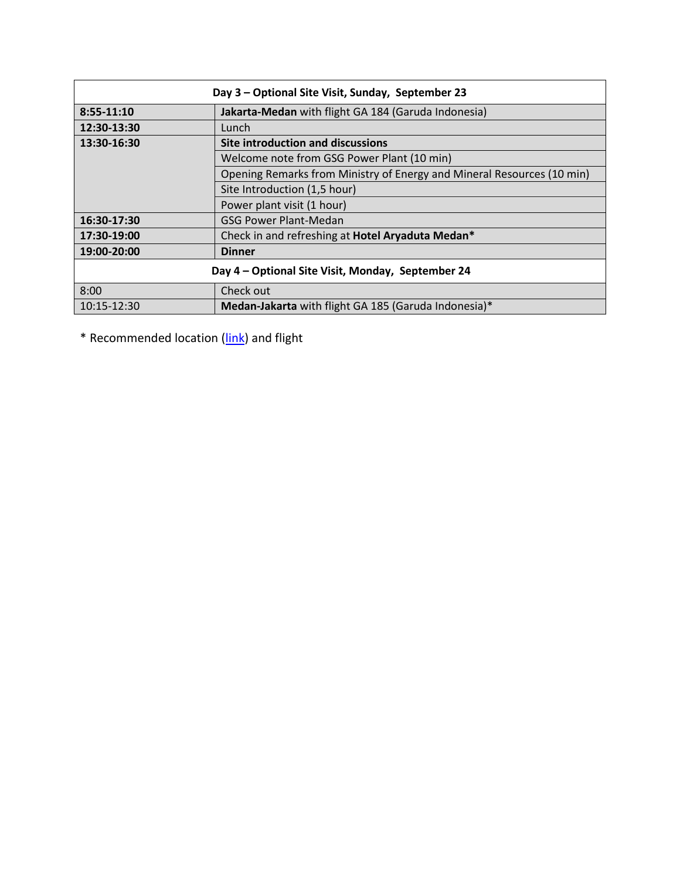| Day 3 – Optional Site Visit, Sunday, September 23 | |
|---|---|
| **8:55-11:10** | **Jakarta-Medan** with flight GA 184 (Garuda Indonesia) |
| **12:30-13:30** | Lunch |
| **13:30-16:30** | **Site introduction and discussions** |
| | Welcome note from GSG Power Plant (10 min) |
| | Opening Remarks from Ministry of Energy and Mineral Resources (10 min) |
| | Site Introduction (1,5 hour) |
| | Power plant visit (1 hour) |
| **16:30-17:30** | GSG Power Plant-Medan |
| **17:30-19:00** | Check in and refreshing at **Hotel Aryaduta Medan*** |
| **19:00-20:00** | **Dinner** |
| **Day 4 – Optional Site Visit, Monday, September 24** | |
| 8:00 | Check out |
| 10:15-12:30 | **Medan-Jakarta** with flight GA 185 (Garuda Indonesia)* |

* Recommended location (link) and flight